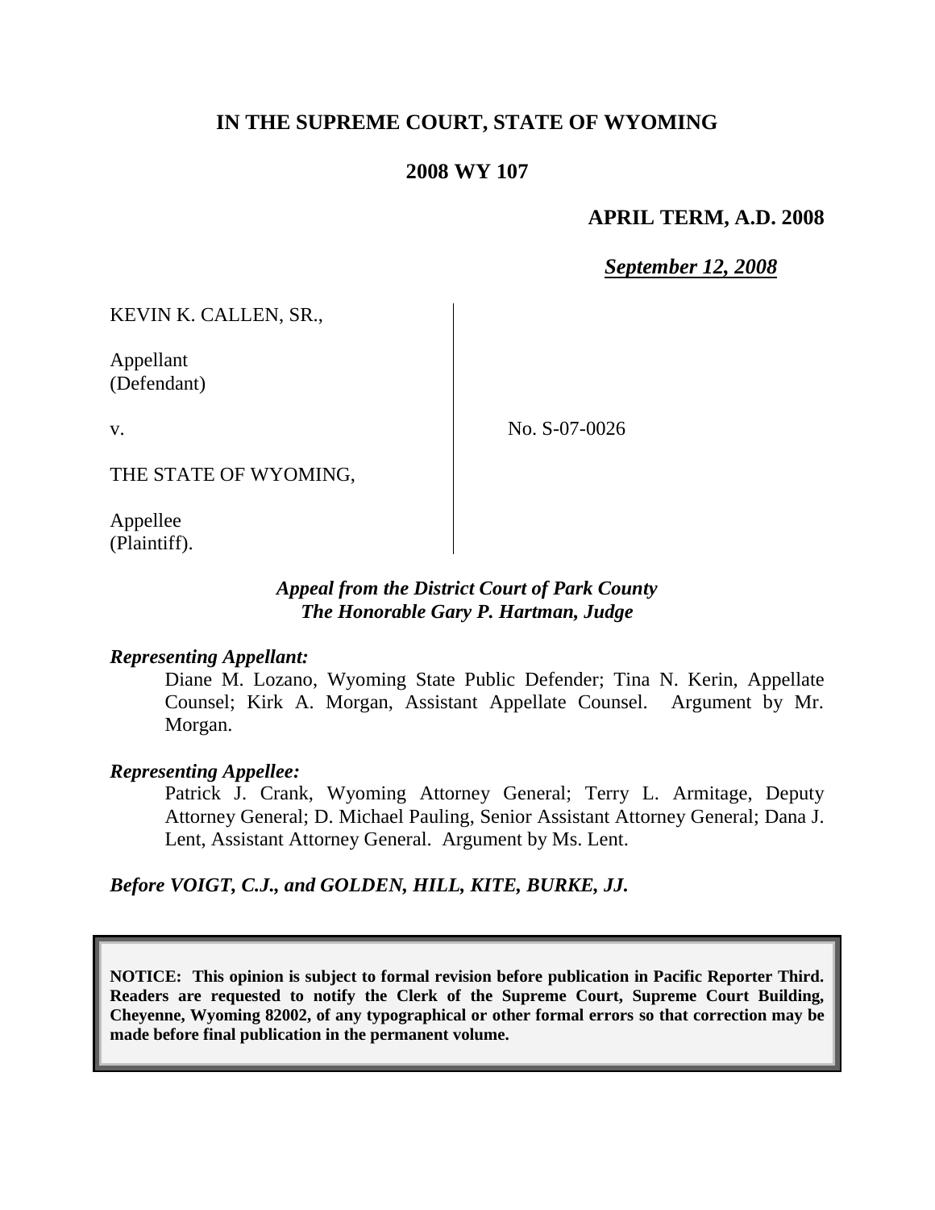**IN THE SUPREME COURT, STATE OF WYOMING**

**2008 WY 107**

**APRIL TERM, A.D. 2008**

***September 12, 2008***

KEVIN K. CALLEN, SR.,

Appellant
(Defendant)

v.

THE STATE OF WYOMING,

Appellee
(Plaintiff).

No. S-07-0026

***Appeal from the District Court of Park County***
***The Honorable Gary P. Hartman, Judge***

***Representing Appellant:***

Diane M. Lozano, Wyoming State Public Defender; Tina N. Kerin, Appellate Counsel; Kirk A. Morgan, Assistant Appellate Counsel. Argument by Mr. Morgan.

***Representing Appellee:***

Patrick J. Crank, Wyoming Attorney General; Terry L. Armitage, Deputy Attorney General; D. Michael Pauling, Senior Assistant Attorney General; Dana J. Lent, Assistant Attorney General. Argument by Ms. Lent.

***Before VOIGT, C.J., and GOLDEN, HILL, KITE, BURKE, JJ.***

**NOTICE: This opinion is subject to formal revision before publication in Pacific Reporter Third. Readers are requested to notify the Clerk of the Supreme Court, Supreme Court Building, Cheyenne, Wyoming 82002, of any typographical or other formal errors so that correction may be made before final publication in the permanent volume.**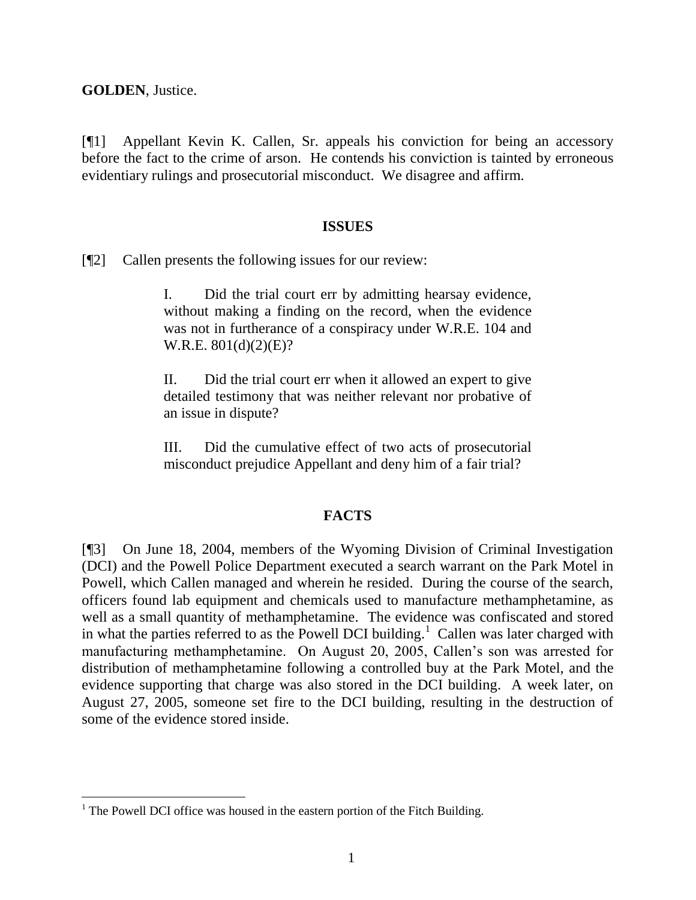**GOLDEN**, Justice.

[¶1] Appellant Kevin K. Callen, Sr. appeals his conviction for being an accessory before the fact to the crime of arson. He contends his conviction is tainted by erroneous evidentiary rulings and prosecutorial misconduct. We disagree and affirm.

## ISSUES

[¶2] Callen presents the following issues for our review:

> I. Did the trial court err by admitting hearsay evidence, without making a finding on the record, when the evidence was not in furtherance of a conspiracy under W.R.E. 104 and W.R.E. 801(d)(2)(E)?
>
> II. Did the trial court err when it allowed an expert to give detailed testimony that was neither relevant nor probative of an issue in dispute?
>
> III. Did the cumulative effect of two acts of prosecutorial misconduct prejudice Appellant and deny him of a fair trial?

## FACTS

[¶3] On June 18, 2004, members of the Wyoming Division of Criminal Investigation (DCI) and the Powell Police Department executed a search warrant on the Park Motel in Powell, which Callen managed and wherein he resided. During the course of the search, officers found lab equipment and chemicals used to manufacture methamphetamine, as well as a small quantity of methamphetamine. The evidence was confiscated and stored in what the parties referred to as the Powell DCI building.[1] Callen was later charged with manufacturing methamphetamine. On August 20, 2005, Callen's son was arrested for distribution of methamphetamine following a controlled buy at the Park Motel, and the evidence supporting that charge was also stored in the DCI building. A week later, on August 27, 2005, someone set fire to the DCI building, resulting in the destruction of some of the evidence stored inside.

---

[1] The Powell DCI office was housed in the eastern portion of the Fitch Building.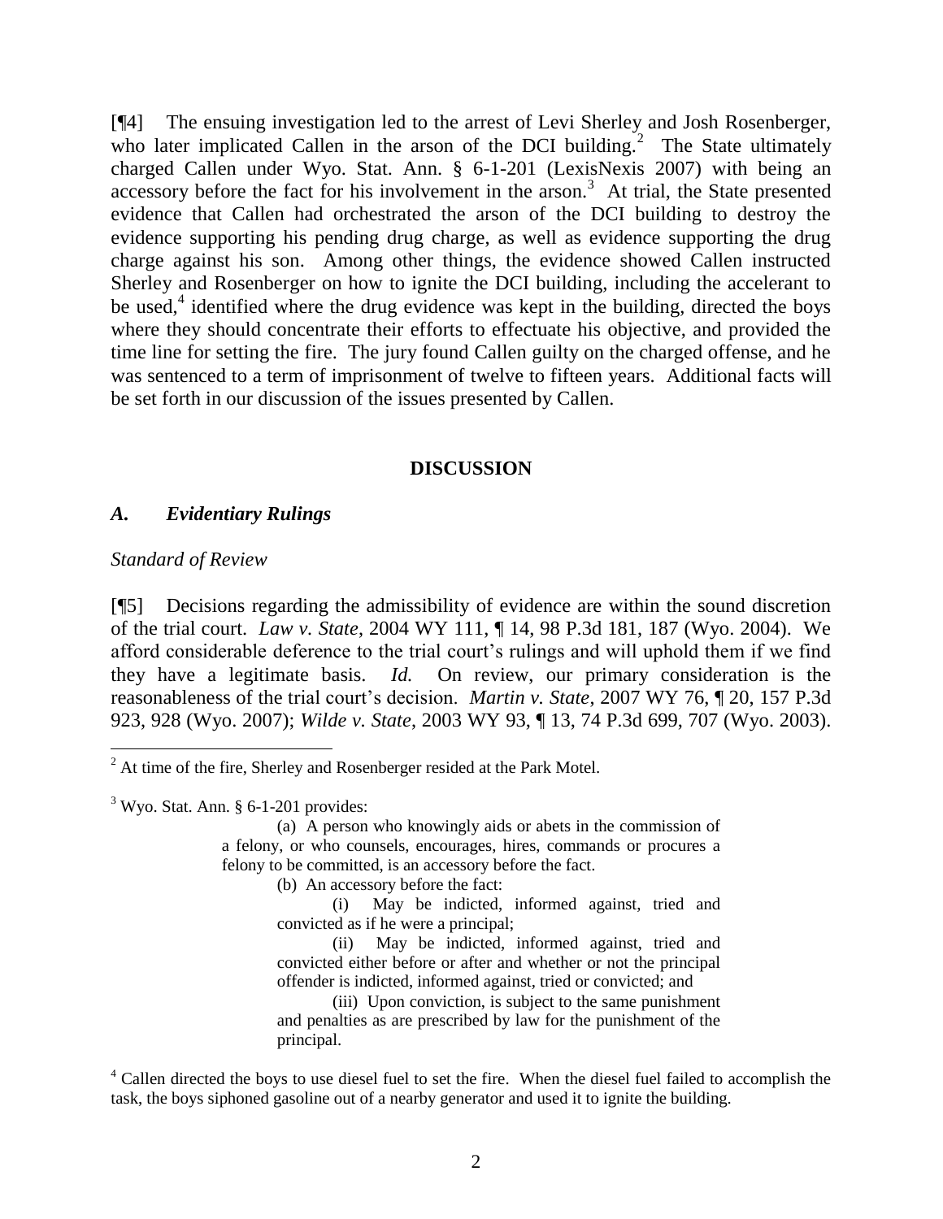[¶4] The ensuing investigation led to the arrest of Levi Sherley and Josh Rosenberger, who later implicated Callen in the arson of the DCI building.[2] The State ultimately charged Callen under Wyo. Stat. Ann. § 6-1-201 (LexisNexis 2007) with being an accessory before the fact for his involvement in the arson.[3] At trial, the State presented evidence that Callen had orchestrated the arson of the DCI building to destroy the evidence supporting his pending drug charge, as well as evidence supporting the drug charge against his son. Among other things, the evidence showed Callen instructed Sherley and Rosenberger on how to ignite the DCI building, including the accelerant to be used,[4] identified where the drug evidence was kept in the building, directed the boys where they should concentrate their efforts to effectuate his objective, and provided the time line for setting the fire. The jury found Callen guilty on the charged offense, and he was sentenced to a term of imprisonment of twelve to fifteen years. Additional facts will be set forth in our discussion of the issues presented by Callen.

## DISCUSSION

### *A. Evidentiary Rulings*

*Standard of Review*

[¶5] Decisions regarding the admissibility of evidence are within the sound discretion of the trial court. *Law v. State*, 2004 WY 111, ¶ 14, 98 P.3d 181, 187 (Wyo. 2004). We afford considerable deference to the trial court's rulings and will uphold them if we find they have a legitimate basis. *Id.* On review, our primary consideration is the reasonableness of the trial court's decision. *Martin v. State*, 2007 WY 76, ¶ 20, 157 P.3d 923, 928 (Wyo. 2007); *Wilde v. State*, 2003 WY 93, ¶ 13, 74 P.3d 699, 707 (Wyo. 2003).

---

[2] At time of the fire, Sherley and Rosenberger resided at the Park Motel.

[3] Wyo. Stat. Ann. § 6-1-201 provides:

> (a) A person who knowingly aids or abets in the commission of a felony, or who counsels, encourages, hires, commands or procures a felony to be committed, is an accessory before the fact.
>
> (b) An accessory before the fact:
>
> (i) May be indicted, informed against, tried and convicted as if he were a principal;
>
> (ii) May be indicted, informed against, tried and convicted either before or after and whether or not the principal offender is indicted, informed against, tried or convicted; and
>
> (iii) Upon conviction, is subject to the same punishment and penalties as are prescribed by law for the punishment of the principal.

[4] Callen directed the boys to use diesel fuel to set the fire. When the diesel fuel failed to accomplish the task, the boys siphoned gasoline out of a nearby generator and used it to ignite the building.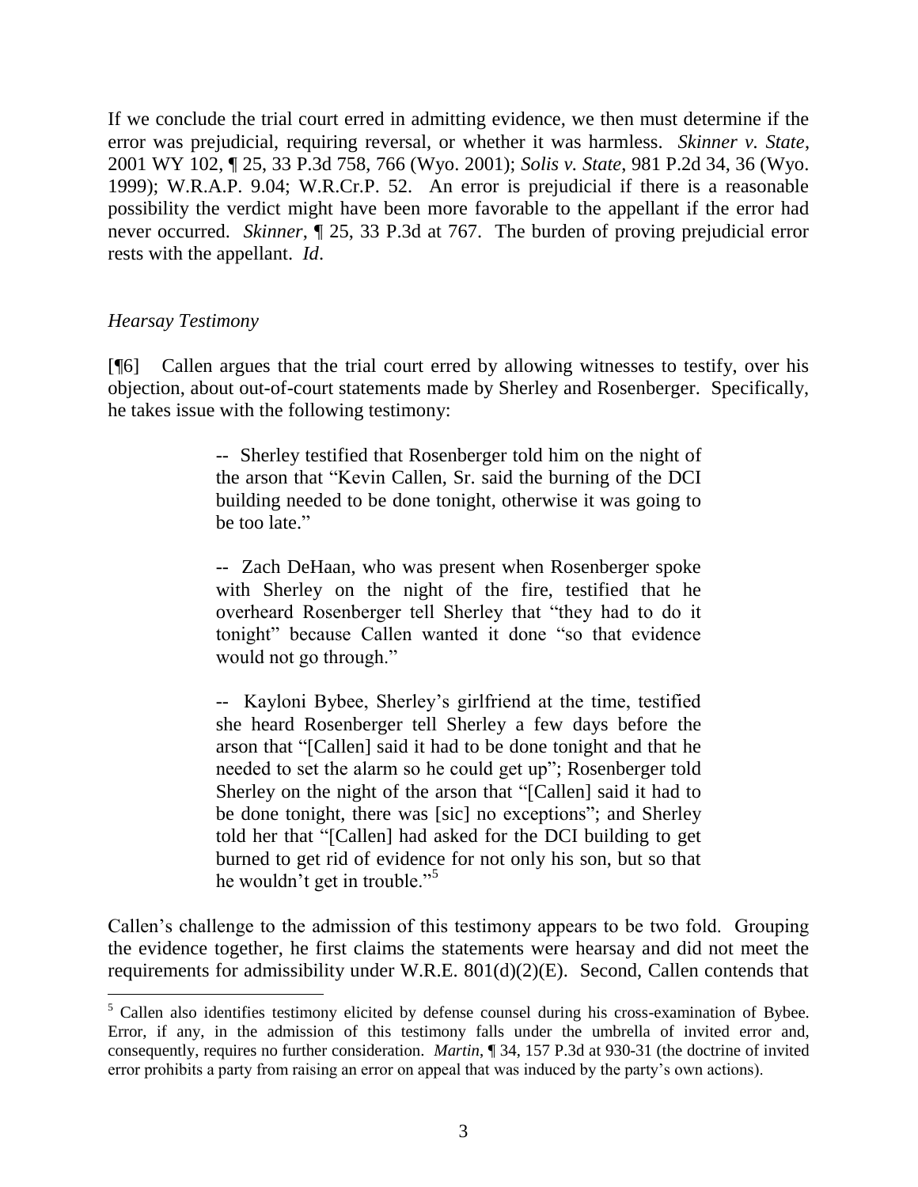If we conclude the trial court erred in admitting evidence, we then must determine if the error was prejudicial, requiring reversal, or whether it was harmless. *Skinner v. State*, 2001 WY 102, ¶ 25, 33 P.3d 758, 766 (Wyo. 2001); *Solis v. State*, 981 P.2d 34, 36 (Wyo. 1999); W.R.A.P. 9.04; W.R.Cr.P. 52. An error is prejudicial if there is a reasonable possibility the verdict might have been more favorable to the appellant if the error had never occurred. *Skinner*, ¶ 25, 33 P.3d at 767. The burden of proving prejudicial error rests with the appellant. *Id*.

*Hearsay Testimony*

[¶6] Callen argues that the trial court erred by allowing witnesses to testify, over his objection, about out-of-court statements made by Sherley and Rosenberger. Specifically, he takes issue with the following testimony:

> -- Sherley testified that Rosenberger told him on the night of the arson that "Kevin Callen, Sr. said the burning of the DCI building needed to be done tonight, otherwise it was going to be too late."
>
> -- Zach DeHaan, who was present when Rosenberger spoke with Sherley on the night of the fire, testified that he overheard Rosenberger tell Sherley that "they had to do it tonight" because Callen wanted it done "so that evidence would not go through."
>
> -- Kayloni Bybee, Sherley's girlfriend at the time, testified she heard Rosenberger tell Sherley a few days before the arson that "[Callen] said it had to be done tonight and that he needed to set the alarm so he could get up"; Rosenberger told Sherley on the night of the arson that "[Callen] said it had to be done tonight, there was [sic] no exceptions"; and Sherley told her that "[Callen] had asked for the DCI building to get burned to get rid of evidence for not only his son, but so that he wouldn't get in trouble."[5]

Callen's challenge to the admission of this testimony appears to be two fold. Grouping the evidence together, he first claims the statements were hearsay and did not meet the requirements for admissibility under W.R.E. 801(d)(2)(E). Second, Callen contends that

[5] Callen also identifies testimony elicited by defense counsel during his cross-examination of Bybee. Error, if any, in the admission of this testimony falls under the umbrella of invited error and, consequently, requires no further consideration. *Martin*, ¶ 34, 157 P.3d at 930-31 (the doctrine of invited error prohibits a party from raising an error on appeal that was induced by the party's own actions).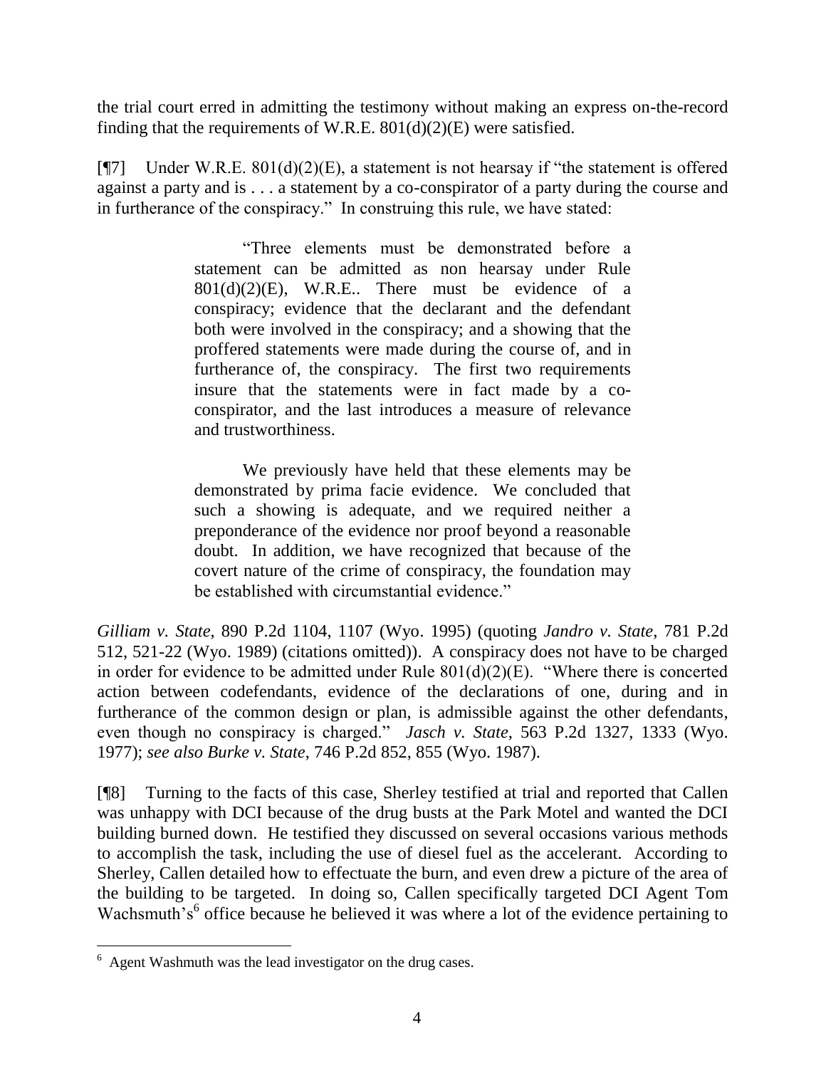the trial court erred in admitting the testimony without making an express on-the-record finding that the requirements of W.R.E. 801(d)(2)(E) were satisfied.

[¶7] Under W.R.E. 801(d)(2)(E), a statement is not hearsay if "the statement is offered against a party and is . . . a statement by a co-conspirator of a party during the course and in furtherance of the conspiracy." In construing this rule, we have stated:

> "Three elements must be demonstrated before a statement can be admitted as non hearsay under Rule 801(d)(2)(E), W.R.E.. There must be evidence of a conspiracy; evidence that the declarant and the defendant both were involved in the conspiracy; and a showing that the proffered statements were made during the course of, and in furtherance of, the conspiracy. The first two requirements insure that the statements were in fact made by a co-conspirator, and the last introduces a measure of relevance and trustworthiness.
>
> We previously have held that these elements may be demonstrated by prima facie evidence. We concluded that such a showing is adequate, and we required neither a preponderance of the evidence nor proof beyond a reasonable doubt. In addition, we have recognized that because of the covert nature of the crime of conspiracy, the foundation may be established with circumstantial evidence."

*Gilliam v. State*, 890 P.2d 1104, 1107 (Wyo. 1995) (quoting *Jandro v. State*, 781 P.2d 512, 521-22 (Wyo. 1989) (citations omitted)). A conspiracy does not have to be charged in order for evidence to be admitted under Rule 801(d)(2)(E). "Where there is concerted action between codefendants, evidence of the declarations of one, during and in furtherance of the common design or plan, is admissible against the other defendants, even though no conspiracy is charged." *Jasch v. State*, 563 P.2d 1327, 1333 (Wyo. 1977); *see also Burke v. State*, 746 P.2d 852, 855 (Wyo. 1987).

[¶8] Turning to the facts of this case, Sherley testified at trial and reported that Callen was unhappy with DCI because of the drug busts at the Park Motel and wanted the DCI building burned down. He testified they discussed on several occasions various methods to accomplish the task, including the use of diesel fuel as the accelerant. According to Sherley, Callen detailed how to effectuate the burn, and even drew a picture of the area of the building to be targeted. In doing so, Callen specifically targeted DCI Agent Tom Wachsmuth's[6] office because he believed it was where a lot of the evidence pertaining to

---

[6] Agent Washmuth was the lead investigator on the drug cases.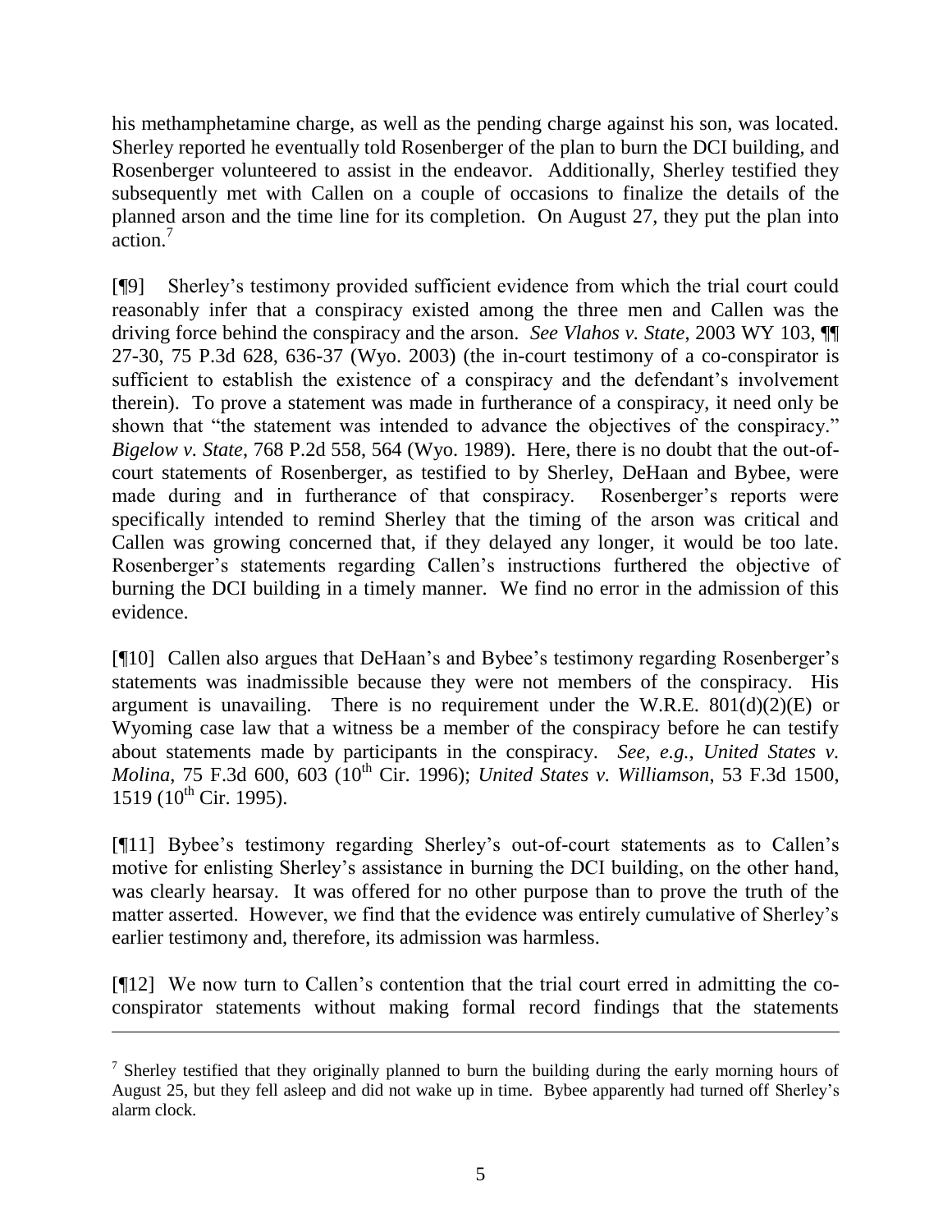his methamphetamine charge, as well as the pending charge against his son, was located. Sherley reported he eventually told Rosenberger of the plan to burn the DCI building, and Rosenberger volunteered to assist in the endeavor. Additionally, Sherley testified they subsequently met with Callen on a couple of occasions to finalize the details of the planned arson and the time line for its completion. On August 27, they put the plan into action.[7]

[¶9] Sherley's testimony provided sufficient evidence from which the trial court could reasonably infer that a conspiracy existed among the three men and Callen was the driving force behind the conspiracy and the arson. *See Vlahos v. State*, 2003 WY 103, ¶¶ 27-30, 75 P.3d 628, 636-37 (Wyo. 2003) (the in-court testimony of a co-conspirator is sufficient to establish the existence of a conspiracy and the defendant's involvement therein). To prove a statement was made in furtherance of a conspiracy, it need only be shown that "the statement was intended to advance the objectives of the conspiracy." *Bigelow v. State*, 768 P.2d 558, 564 (Wyo. 1989). Here, there is no doubt that the out-of-court statements of Rosenberger, as testified to by Sherley, DeHaan and Bybee, were made during and in furtherance of that conspiracy. Rosenberger's reports were specifically intended to remind Sherley that the timing of the arson was critical and Callen was growing concerned that, if they delayed any longer, it would be too late. Rosenberger's statements regarding Callen's instructions furthered the objective of burning the DCI building in a timely manner. We find no error in the admission of this evidence.

[¶10] Callen also argues that DeHaan's and Bybee's testimony regarding Rosenberger's statements was inadmissible because they were not members of the conspiracy. His argument is unavailing. There is no requirement under the W.R.E. 801(d)(2)(E) or Wyoming case law that a witness be a member of the conspiracy before he can testify about statements made by participants in the conspiracy. *See, e.g., United States v. Molina*, 75 F.3d 600, 603 (10th Cir. 1996); *United States v. Williamson*, 53 F.3d 1500, 1519 (10th Cir. 1995).

[¶11] Bybee's testimony regarding Sherley's out-of-court statements as to Callen's motive for enlisting Sherley's assistance in burning the DCI building, on the other hand, was clearly hearsay. It was offered for no other purpose than to prove the truth of the matter asserted. However, we find that the evidence was entirely cumulative of Sherley's earlier testimony and, therefore, its admission was harmless.

[¶12] We now turn to Callen's contention that the trial court erred in admitting the co-conspirator statements without making formal record findings that the statements

---

[7] Sherley testified that they originally planned to burn the building during the early morning hours of August 25, but they fell asleep and did not wake up in time. Bybee apparently had turned off Sherley's alarm clock.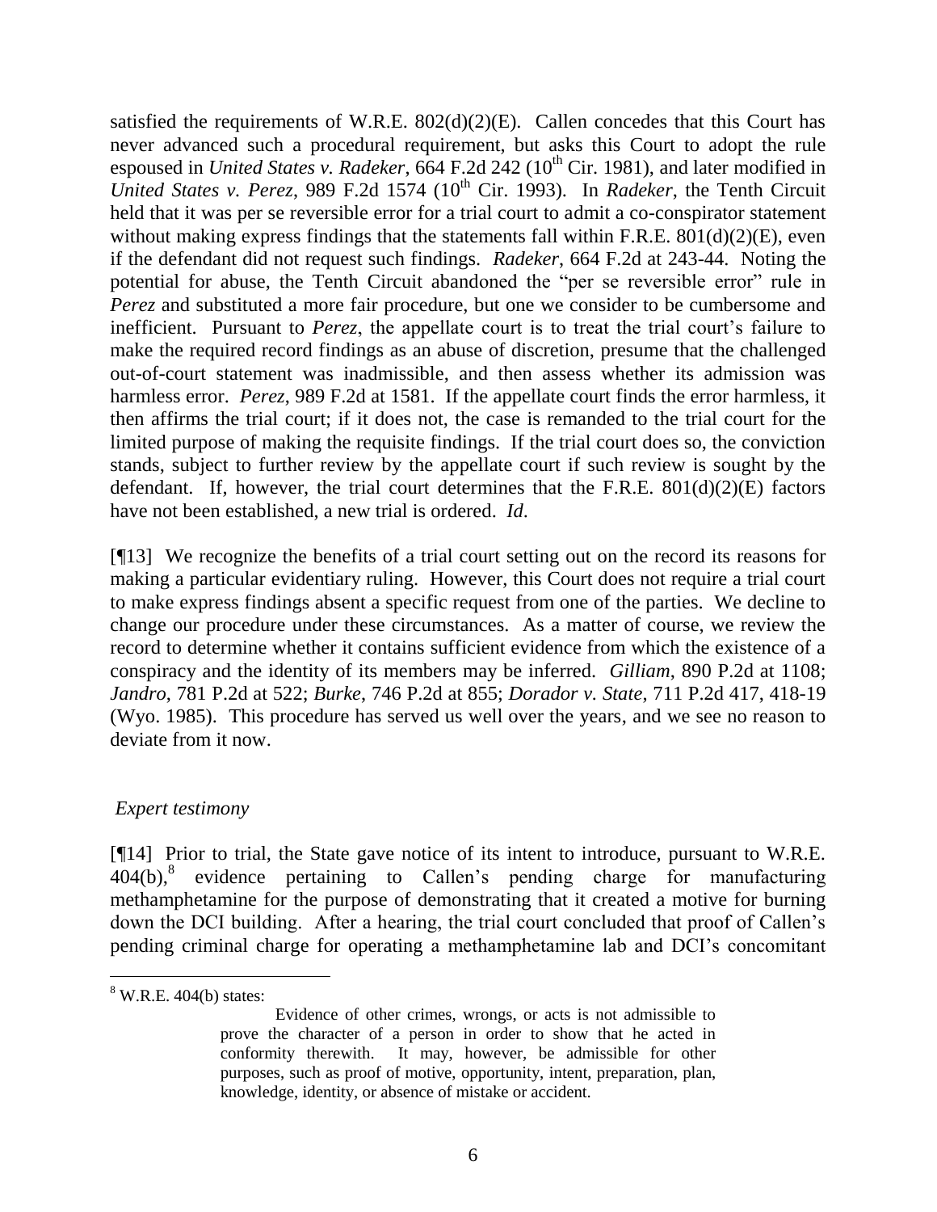satisfied the requirements of W.R.E. 802(d)(2)(E). Callen concedes that this Court has never advanced such a procedural requirement, but asks this Court to adopt the rule espoused in *United States v. Radeker*, 664 F.2d 242 (10th Cir. 1981), and later modified in *United States v. Perez*, 989 F.2d 1574 (10th Cir. 1993). In *Radeker*, the Tenth Circuit held that it was per se reversible error for a trial court to admit a co-conspirator statement without making express findings that the statements fall within F.R.E. 801(d)(2)(E), even if the defendant did not request such findings. *Radeker*, 664 F.2d at 243-44. Noting the potential for abuse, the Tenth Circuit abandoned the "per se reversible error" rule in *Perez* and substituted a more fair procedure, but one we consider to be cumbersome and inefficient. Pursuant to *Perez*, the appellate court is to treat the trial court's failure to make the required record findings as an abuse of discretion, presume that the challenged out-of-court statement was inadmissible, and then assess whether its admission was harmless error. *Perez*, 989 F.2d at 1581. If the appellate court finds the error harmless, it then affirms the trial court; if it does not, the case is remanded to the trial court for the limited purpose of making the requisite findings. If the trial court does so, the conviction stands, subject to further review by the appellate court if such review is sought by the defendant. If, however, the trial court determines that the F.R.E. 801(d)(2)(E) factors have not been established, a new trial is ordered. *Id*.

[¶13] We recognize the benefits of a trial court setting out on the record its reasons for making a particular evidentiary ruling. However, this Court does not require a trial court to make express findings absent a specific request from one of the parties. We decline to change our procedure under these circumstances. As a matter of course, we review the record to determine whether it contains sufficient evidence from which the existence of a conspiracy and the identity of its members may be inferred. *Gilliam*, 890 P.2d at 1108; *Jandro*, 781 P.2d at 522; *Burke*, 746 P.2d at 855; *Dorador v. State*, 711 P.2d 417, 418-19 (Wyo. 1985). This procedure has served us well over the years, and we see no reason to deviate from it now.

*Expert testimony*

[¶14] Prior to trial, the State gave notice of its intent to introduce, pursuant to W.R.E. 404(b),[8] evidence pertaining to Callen's pending charge for manufacturing methamphetamine for the purpose of demonstrating that it created a motive for burning down the DCI building. After a hearing, the trial court concluded that proof of Callen's pending criminal charge for operating a methamphetamine lab and DCI's concomitant

[8] W.R.E. 404(b) states:

> Evidence of other crimes, wrongs, or acts is not admissible to prove the character of a person in order to show that he acted in conformity therewith. It may, however, be admissible for other purposes, such as proof of motive, opportunity, intent, preparation, plan, knowledge, identity, or absence of mistake or accident.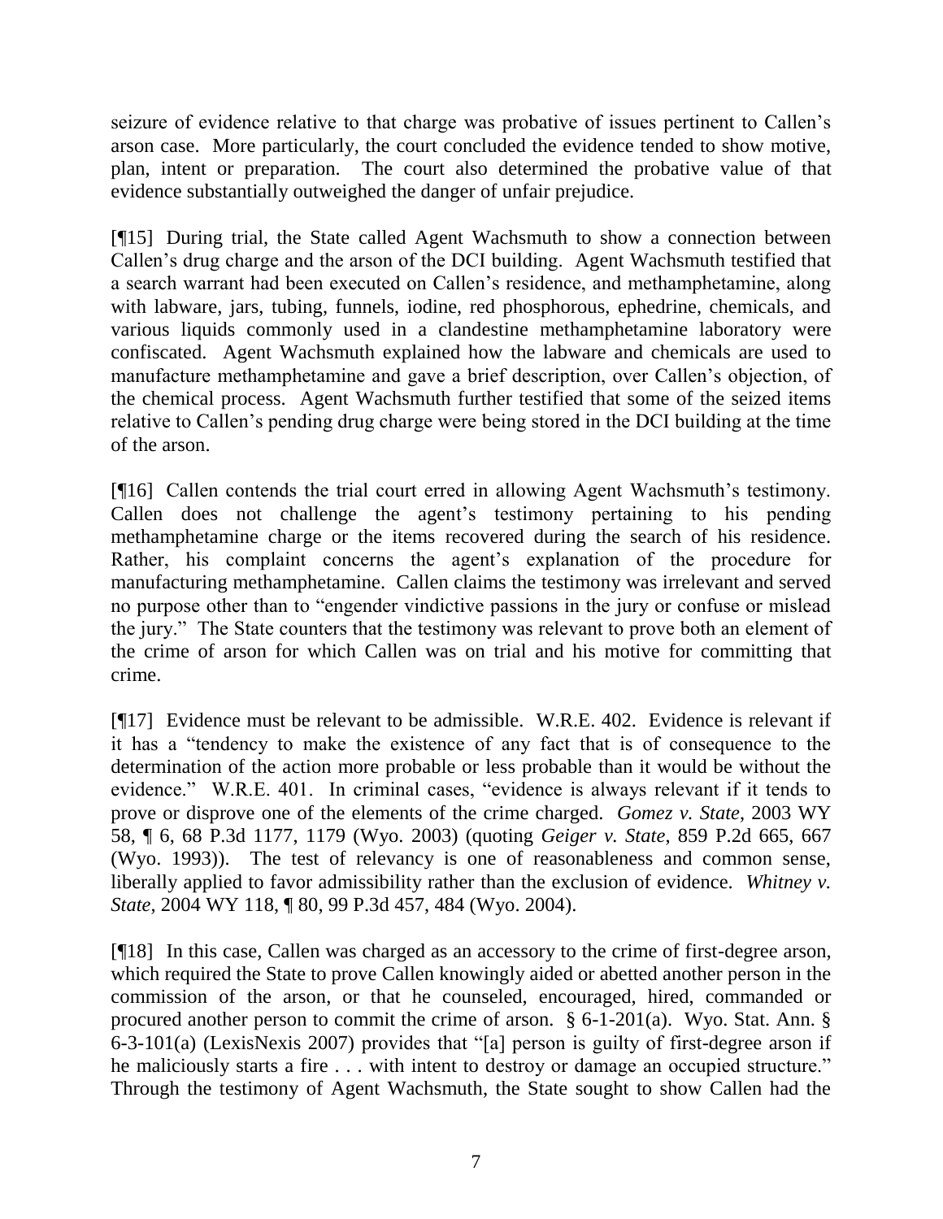seizure of evidence relative to that charge was probative of issues pertinent to Callen's arson case. More particularly, the court concluded the evidence tended to show motive, plan, intent or preparation. The court also determined the probative value of that evidence substantially outweighed the danger of unfair prejudice.

[¶15] During trial, the State called Agent Wachsmuth to show a connection between Callen's drug charge and the arson of the DCI building. Agent Wachsmuth testified that a search warrant had been executed on Callen's residence, and methamphetamine, along with labware, jars, tubing, funnels, iodine, red phosphorous, ephedrine, chemicals, and various liquids commonly used in a clandestine methamphetamine laboratory were confiscated. Agent Wachsmuth explained how the labware and chemicals are used to manufacture methamphetamine and gave a brief description, over Callen's objection, of the chemical process. Agent Wachsmuth further testified that some of the seized items relative to Callen's pending drug charge were being stored in the DCI building at the time of the arson.

[¶16] Callen contends the trial court erred in allowing Agent Wachsmuth's testimony. Callen does not challenge the agent's testimony pertaining to his pending methamphetamine charge or the items recovered during the search of his residence. Rather, his complaint concerns the agent's explanation of the procedure for manufacturing methamphetamine. Callen claims the testimony was irrelevant and served no purpose other than to "engender vindictive passions in the jury or confuse or mislead the jury." The State counters that the testimony was relevant to prove both an element of the crime of arson for which Callen was on trial and his motive for committing that crime.

[¶17] Evidence must be relevant to be admissible. W.R.E. 402. Evidence is relevant if it has a "tendency to make the existence of any fact that is of consequence to the determination of the action more probable or less probable than it would be without the evidence." W.R.E. 401. In criminal cases, "evidence is always relevant if it tends to prove or disprove one of the elements of the crime charged. *Gomez v. State*, 2003 WY 58, ¶ 6, 68 P.3d 1177, 1179 (Wyo. 2003) (quoting *Geiger v. State*, 859 P.2d 665, 667 (Wyo. 1993)). The test of relevancy is one of reasonableness and common sense, liberally applied to favor admissibility rather than the exclusion of evidence. *Whitney v. State*, 2004 WY 118, ¶ 80, 99 P.3d 457, 484 (Wyo. 2004).

[¶18] In this case, Callen was charged as an accessory to the crime of first-degree arson, which required the State to prove Callen knowingly aided or abetted another person in the commission of the arson, or that he counseled, encouraged, hired, commanded or procured another person to commit the crime of arson. § 6-1-201(a). Wyo. Stat. Ann. § 6-3-101(a) (LexisNexis 2007) provides that "[a] person is guilty of first-degree arson if he maliciously starts a fire . . . with intent to destroy or damage an occupied structure." Through the testimony of Agent Wachsmuth, the State sought to show Callen had the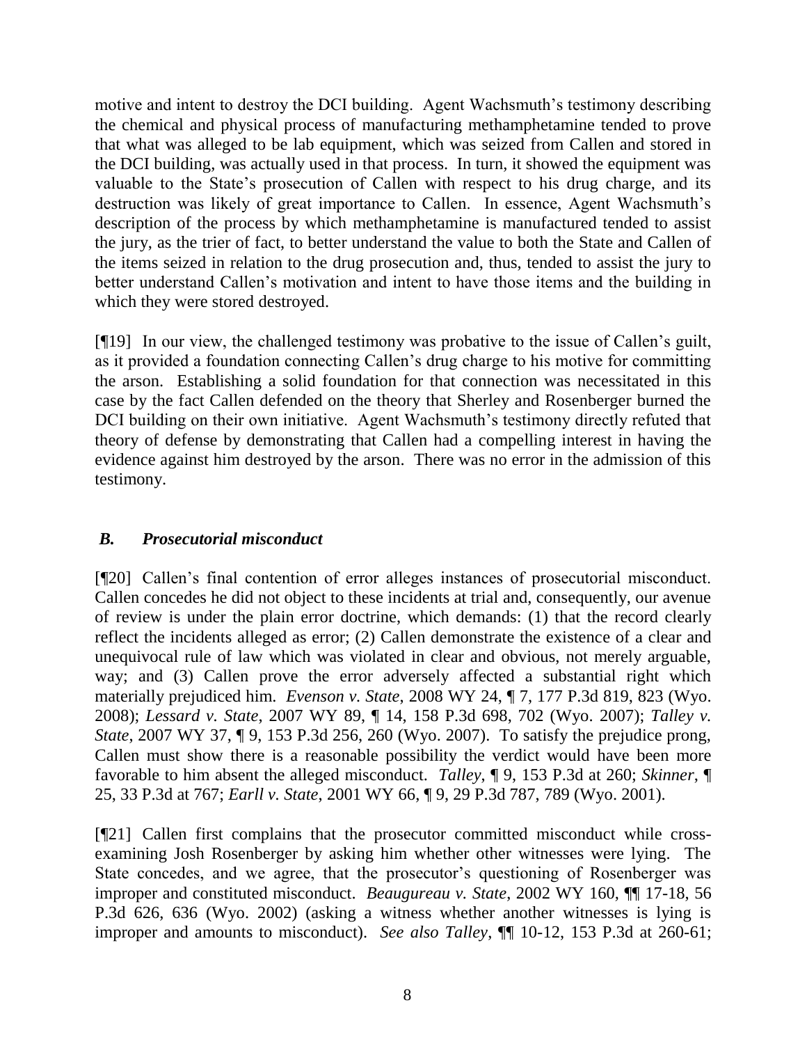motive and intent to destroy the DCI building. Agent Wachsmuth's testimony describing the chemical and physical process of manufacturing methamphetamine tended to prove that what was alleged to be lab equipment, which was seized from Callen and stored in the DCI building, was actually used in that process. In turn, it showed the equipment was valuable to the State's prosecution of Callen with respect to his drug charge, and its destruction was likely of great importance to Callen. In essence, Agent Wachsmuth's description of the process by which methamphetamine is manufactured tended to assist the jury, as the trier of fact, to better understand the value to both the State and Callen of the items seized in relation to the drug prosecution and, thus, tended to assist the jury to better understand Callen's motivation and intent to have those items and the building in which they were stored destroyed.

[¶19] In our view, the challenged testimony was probative to the issue of Callen's guilt, as it provided a foundation connecting Callen's drug charge to his motive for committing the arson. Establishing a solid foundation for that connection was necessitated in this case by the fact Callen defended on the theory that Sherley and Rosenberger burned the DCI building on their own initiative. Agent Wachsmuth's testimony directly refuted that theory of defense by demonstrating that Callen had a compelling interest in having the evidence against him destroyed by the arson. There was no error in the admission of this testimony.

### *B. Prosecutorial misconduct*

[¶20] Callen's final contention of error alleges instances of prosecutorial misconduct. Callen concedes he did not object to these incidents at trial and, consequently, our avenue of review is under the plain error doctrine, which demands: (1) that the record clearly reflect the incidents alleged as error; (2) Callen demonstrate the existence of a clear and unequivocal rule of law which was violated in clear and obvious, not merely arguable, way; and (3) Callen prove the error adversely affected a substantial right which materially prejudiced him. *Evenson v. State*, 2008 WY 24, ¶ 7, 177 P.3d 819, 823 (Wyo. 2008); *Lessard v. State*, 2007 WY 89, ¶ 14, 158 P.3d 698, 702 (Wyo. 2007); *Talley v. State*, 2007 WY 37, ¶ 9, 153 P.3d 256, 260 (Wyo. 2007). To satisfy the prejudice prong, Callen must show there is a reasonable possibility the verdict would have been more favorable to him absent the alleged misconduct. *Talley*, ¶ 9, 153 P.3d at 260; *Skinner*, ¶ 25, 33 P.3d at 767; *Earll v. State*, 2001 WY 66, ¶ 9, 29 P.3d 787, 789 (Wyo. 2001).

[¶21] Callen first complains that the prosecutor committed misconduct while cross-examining Josh Rosenberger by asking him whether other witnesses were lying. The State concedes, and we agree, that the prosecutor's questioning of Rosenberger was improper and constituted misconduct. *Beaugureau v. State*, 2002 WY 160, ¶¶ 17-18, 56 P.3d 626, 636 (Wyo. 2002) (asking a witness whether another witnesses is lying is improper and amounts to misconduct). *See also Talley*, ¶¶ 10-12, 153 P.3d at 260-61;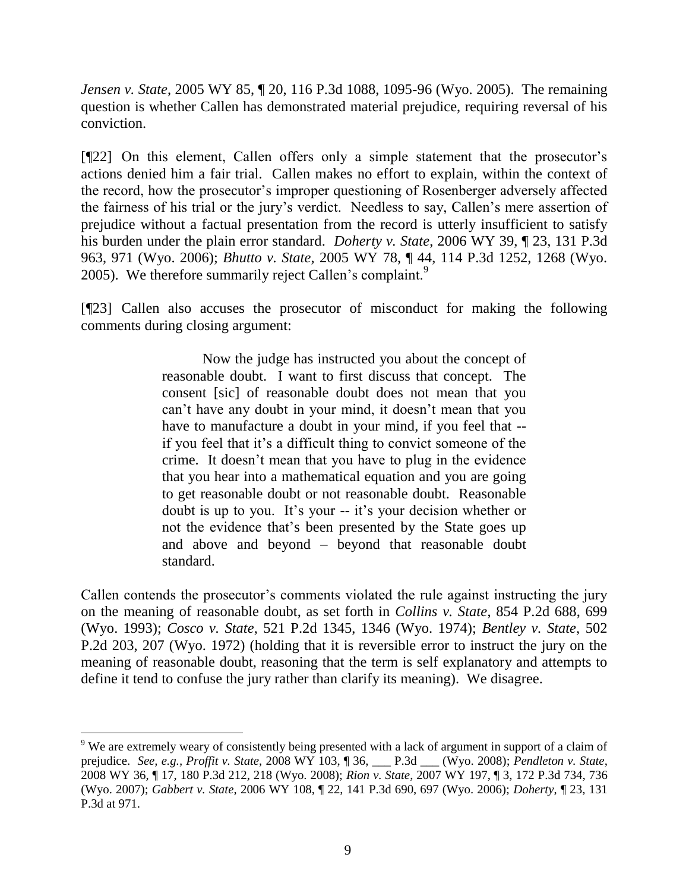*Jensen v. State*, 2005 WY 85, ¶ 20, 116 P.3d 1088, 1095-96 (Wyo. 2005). The remaining question is whether Callen has demonstrated material prejudice, requiring reversal of his conviction.

[¶22] On this element, Callen offers only a simple statement that the prosecutor's actions denied him a fair trial. Callen makes no effort to explain, within the context of the record, how the prosecutor's improper questioning of Rosenberger adversely affected the fairness of his trial or the jury's verdict. Needless to say, Callen's mere assertion of prejudice without a factual presentation from the record is utterly insufficient to satisfy his burden under the plain error standard. *Doherty v. State*, 2006 WY 39, ¶ 23, 131 P.3d 963, 971 (Wyo. 2006); *Bhutto v. State*, 2005 WY 78, ¶ 44, 114 P.3d 1252, 1268 (Wyo. 2005). We therefore summarily reject Callen's complaint.[9]

[¶23] Callen also accuses the prosecutor of misconduct for making the following comments during closing argument:

> Now the judge has instructed you about the concept of reasonable doubt. I want to first discuss that concept. The consent [sic] of reasonable doubt does not mean that you can't have any doubt in your mind, it doesn't mean that you have to manufacture a doubt in your mind, if you feel that -- if you feel that it's a difficult thing to convict someone of the crime. It doesn't mean that you have to plug in the evidence that you hear into a mathematical equation and you are going to get reasonable doubt or not reasonable doubt. Reasonable doubt is up to you. It's your -- it's your decision whether or not the evidence that's been presented by the State goes up and above and beyond – beyond that reasonable doubt standard.

Callen contends the prosecutor's comments violated the rule against instructing the jury on the meaning of reasonable doubt, as set forth in *Collins v. State*, 854 P.2d 688, 699 (Wyo. 1993); *Cosco v. State*, 521 P.2d 1345, 1346 (Wyo. 1974); *Bentley v. State*, 502 P.2d 203, 207 (Wyo. 1972) (holding that it is reversible error to instruct the jury on the meaning of reasonable doubt, reasoning that the term is self explanatory and attempts to define it tend to confuse the jury rather than clarify its meaning). We disagree.

---

[9] We are extremely weary of consistently being presented with a lack of argument in support of a claim of prejudice. *See, e.g., Proffit v. State*, 2008 WY 103, ¶ 36, ___ P.3d ___ (Wyo. 2008); *Pendleton v. State*, 2008 WY 36, ¶ 17, 180 P.3d 212, 218 (Wyo. 2008); *Rion v. State*, 2007 WY 197, ¶ 3, 172 P.3d 734, 736 (Wyo. 2007); *Gabbert v. State*, 2006 WY 108, ¶ 22, 141 P.3d 690, 697 (Wyo. 2006); *Doherty*, ¶ 23, 131 P.3d at 971.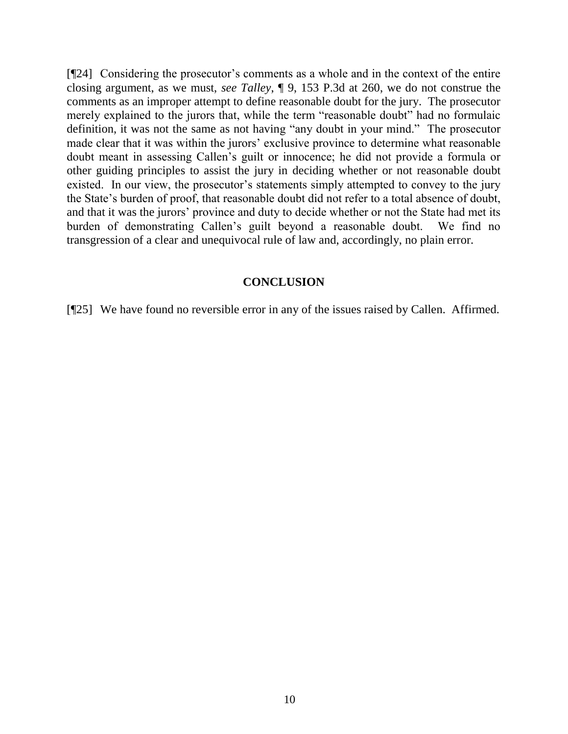[¶24] Considering the prosecutor's comments as a whole and in the context of the entire closing argument, as we must, *see Talley*, ¶ 9, 153 P.3d at 260, we do not construe the comments as an improper attempt to define reasonable doubt for the jury. The prosecutor merely explained to the jurors that, while the term "reasonable doubt" had no formulaic definition, it was not the same as not having "any doubt in your mind." The prosecutor made clear that it was within the jurors' exclusive province to determine what reasonable doubt meant in assessing Callen's guilt or innocence; he did not provide a formula or other guiding principles to assist the jury in deciding whether or not reasonable doubt existed. In our view, the prosecutor's statements simply attempted to convey to the jury the State's burden of proof, that reasonable doubt did not refer to a total absence of doubt, and that it was the jurors' province and duty to decide whether or not the State had met its burden of demonstrating Callen's guilt beyond a reasonable doubt. We find no transgression of a clear and unequivocal rule of law and, accordingly, no plain error.

## CONCLUSION

[¶25] We have found no reversible error in any of the issues raised by Callen. Affirmed.